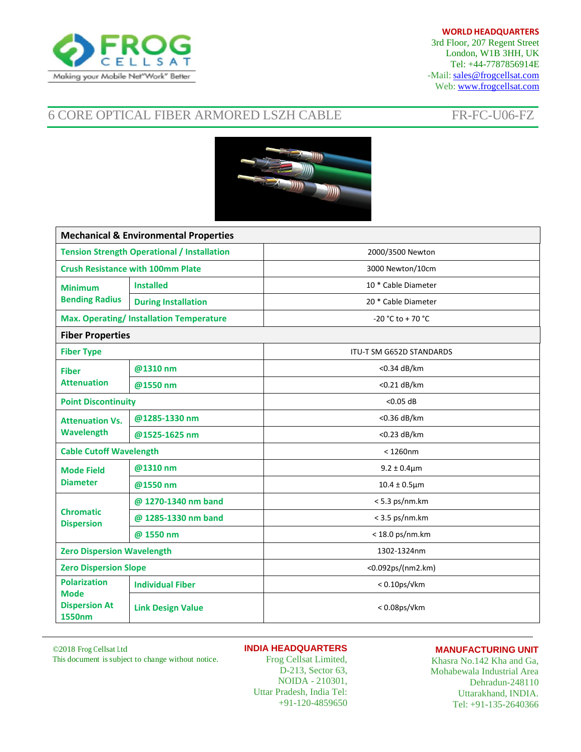FROG CELLSAT
Making your Mobile Net"Work" Better

**WORLD HEADQUARTERS**
3rd Floor, 207 Regent Street
London, W1B 3HH, UK
Tel: +44-7787856914E
-Mail: sales@frogcellsat.com
Web: www.frogcellsat.com

# 6 CORE OPTICAL FIBER ARMORED LSZH CABLE — FR-FC-U06-FZ

| **Mechanical & Environmental Properties** | | |
|---|---|---|
| **Tension Strength Operational / Installation** | | 2000/3500 Newton |
| **Crush Resistance with 100mm Plate** | | 3000 Newton/10cm |
| **Minimum Bending Radius** | **Installed** | 10 * Cable Diameter |
| | **During Installation** | 20 * Cable Diameter |
| **Max. Operating/ Installation Temperature** | | -20 °C to + 70 °C |
| **Fiber Properties** | | |
| **Fiber Type** | | ITU-T SM G652D STANDARDS |
| **Fiber Attenuation** | **@1310 nm** | <0.34 dB/km |
| | **@1550 nm** | <0.21 dB/km |
| **Point Discontinuity** | | <0.05 dB |
| **Attenuation Vs. Wavelength** | **@1285-1330 nm** | <0.36 dB/km |
| | **@1525-1625 nm** | <0.23 dB/km |
| **Cable Cutoff Wavelength** | | < 1260nm |
| **Mode Field Diameter** | **@1310 nm** | 9.2 ± 0.4µm |
| | **@1550 nm** | 10.4 ± 0.5µm |
| **Chromatic Dispersion** | **@ 1270-1340 nm band** | < 5.3 ps/nm.km |
| | **@ 1285-1330 nm band** | < 3.5 ps/nm.km |
| | **@ 1550 nm** | < 18.0 ps/nm.km |
| **Zero Dispersion Wavelength** | | 1302-1324nm |
| **Zero Dispersion Slope** | | <0.092ps/(nm2.km) |
| **Polarization Mode Dispersion At 1550nm** | **Individual Fiber** | < 0.10ps/√km |
| | **Link Design Value** | < 0.08ps/√km |

©2018 Frog Cellsat Ltd
This document is subject to change without notice.

**INDIA HEADQUARTERS**
Frog Cellsat Limited,
D-213, Sector 63,
NOIDA - 210301,
Uttar Pradesh, India Tel:
+91-120-4859650

**MANUFACTURING UNIT**
Khasra No.142 Kha and Ga,
Mohabewala Industrial Area
Dehradun-248110
Uttarakhand, INDIA.
Tel: +91-135-2640366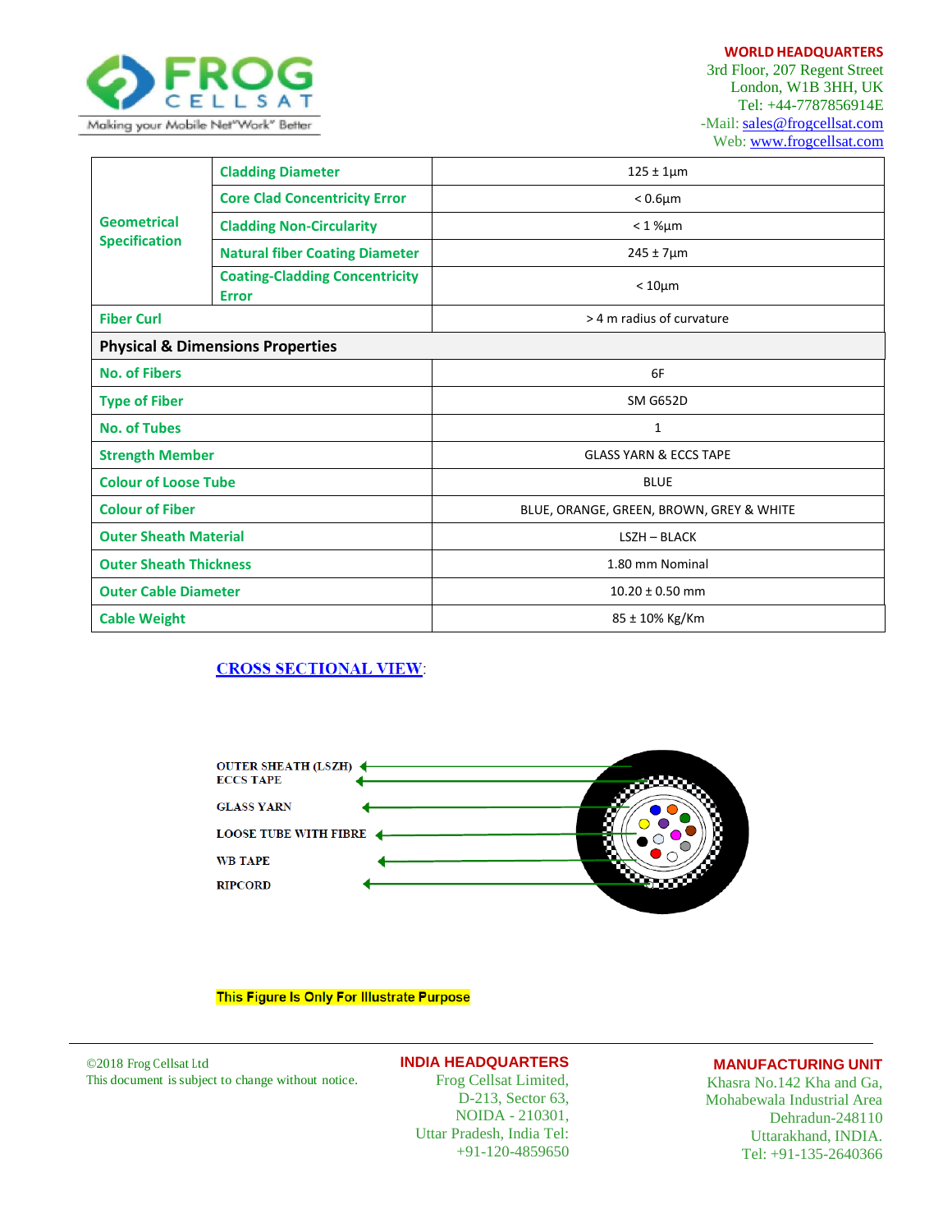| | | |
|---|---|---|
| Geometrical Specification | Cladding Diameter | 125 ± 1µm |
| | Core Clad Concentricity Error | < 0.6µm |
| | Cladding Non-Circularity | < 1 %µm |
| | Natural fiber Coating Diameter | 245 ± 7µm |
| | Coating-Cladding Concentricity Error | < 10µm |
| Fiber Curl | | > 4 m radius of curvature |
| **Physical & Dimensions Properties** | | |
| No. of Fibers | | 6F |
| Type of Fiber | | SM G652D |
| No. of Tubes | | 1 |
| Strength Member | | GLASS YARN & ECCS TAPE |
| Colour of Loose Tube | | BLUE |
| Colour of Fiber | | BLUE, ORANGE, GREEN, BROWN, GREY & WHITE |
| Outer Sheath Material | | LSZH – BLACK |
| Outer Sheath Thickness | | 1.80 mm Nominal |
| Outer Cable Diameter | | 10.20 ± 0.50 mm |
| Cable Weight | | 85 ± 10% Kg/Km |

## CROSS SECTIONAL VIEW:

OUTER SHEATH (LSZH)
ECCS TAPE
GLASS YARN
LOOSE TUBE WITH FIBRE
WB TAPE
RIPCORD

This Figure Is Only For Illustrate Purpose